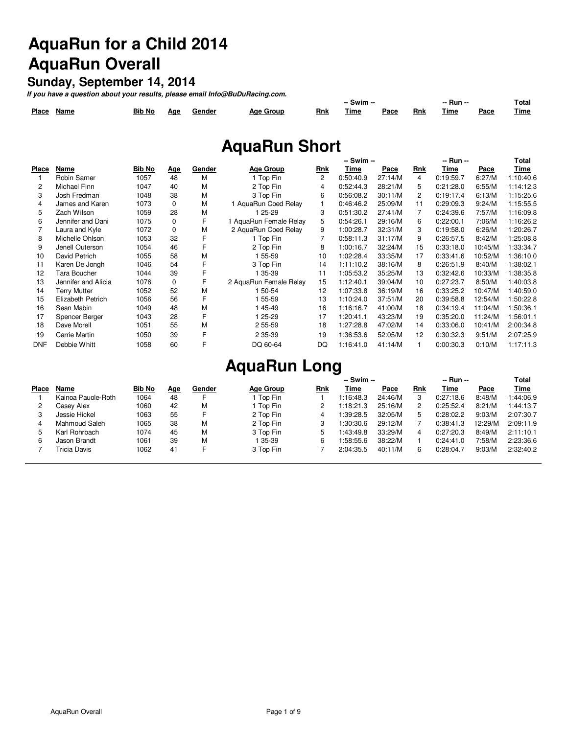# AquaRun for a Child 2014

# AquaRun Overall

## Sunday, September 14, 2014

***If you have a question about your results, please email Info@BuDuRacing.com.***

## AquaRun Short

| Place | Name | Bib No | Age | Gender | Age Group | -- Swim -- Rnk | Time | Pace | -- Run -- Rnk | Time | Pace | Total Time |
|---|---|---|---|---|---|---|---|---|---|---|---|---|
| 1 | Robin Sarner | 1057 | 48 | M | 1 Top Fin | 2 | 0:50:40.9 | 27:14/M | 4 | 0:19:59.7 | 6:27/M | 1:10:40.6 |
| 2 | Michael Finn | 1047 | 40 | M | 2 Top Fin | 4 | 0:52:44.3 | 28:21/M | 5 | 0:21:28.0 | 6:55/M | 1:14:12.3 |
| 3 | Josh Fredman | 1048 | 38 | M | 3 Top Fin | 6 | 0:56:08.2 | 30:11/M | 2 | 0:19:17.4 | 6:13/M | 1:15:25.6 |
| 4 | James and Karen | 1073 | 0 | M | 1 AquaRun Coed Relay | 1 | 0:46:46.2 | 25:09/M | 11 | 0:29:09.3 | 9:24/M | 1:15:55.5 |
| 5 | Zach Wilson | 1059 | 28 | M | 1 25-29 | 3 | 0:51:30.2 | 27:41/M | 7 | 0:24:39.6 | 7:57/M | 1:16:09.8 |
| 6 | Jennifer and Dani | 1075 | 0 | F | 1 AquaRun Female Relay | 5 | 0:54:26.1 | 29:16/M | 6 | 0:22:00.1 | 7:06/M | 1:16:26.2 |
| 7 | Laura and Kyle | 1072 | 0 | M | 2 AquaRun Coed Relay | 9 | 1:00:28.7 | 32:31/M | 3 | 0:19:58.0 | 6:26/M | 1:20:26.7 |
| 8 | Michelle Ohlson | 1053 | 32 | F | 1 Top Fin | 7 | 0:58:11.3 | 31:17/M | 9 | 0:26:57.5 | 8:42/M | 1:25:08.8 |
| 9 | Jenell Outerson | 1054 | 46 | F | 2 Top Fin | 8 | 1:00:16.7 | 32:24/M | 15 | 0:33:18.0 | 10:45/M | 1:33:34.7 |
| 10 | David Petrich | 1055 | 58 | M | 1 55-59 | 10 | 1:02:28.4 | 33:35/M | 17 | 0:33:41.6 | 10:52/M | 1:36:10.0 |
| 11 | Karen De Jongh | 1046 | 54 | F | 3 Top Fin | 14 | 1:11:10.2 | 38:16/M | 8 | 0:26:51.9 | 8:40/M | 1:38:02.1 |
| 12 | Tara Boucher | 1044 | 39 | F | 1 35-39 | 11 | 1:05:53.2 | 35:25/M | 13 | 0:32:42.6 | 10:33/M | 1:38:35.8 |
| 13 | Jennifer and Alicia | 1076 | 0 | F | 2 AquaRun Female Relay | 15 | 1:12:40.1 | 39:04/M | 10 | 0:27:23.7 | 8:50/M | 1:40:03.8 |
| 14 | Terry Mutter | 1052 | 52 | M | 1 50-54 | 12 | 1:07:33.8 | 36:19/M | 16 | 0:33:25.2 | 10:47/M | 1:40:59.0 |
| 15 | Elizabeth Petrich | 1056 | 56 | F | 1 55-59 | 13 | 1:10:24.0 | 37:51/M | 20 | 0:39:58.8 | 12:54/M | 1:50:22.8 |
| 16 | Sean Mabin | 1049 | 48 | M | 1 45-49 | 16 | 1:16:16.7 | 41:00/M | 18 | 0:34:19.4 | 11:04/M | 1:50:36.1 |
| 17 | Spencer Berger | 1043 | 28 | F | 1 25-29 | 17 | 1:20:41.1 | 43:23/M | 19 | 0:35:20.0 | 11:24/M | 1:56:01.1 |
| 18 | Dave Morell | 1051 | 55 | M | 2 55-59 | 18 | 1:27:28.8 | 47:02/M | 14 | 0:33:06.0 | 10:41/M | 2:00:34.8 |
| 19 | Carrie Martin | 1050 | 39 | F | 2 35-39 | 19 | 1:36:53.6 | 52:05/M | 12 | 0:30:32.3 | 9:51/M | 2:07:25.9 |
| DNF | Debbie Whitt | 1058 | 60 | F | DQ 60-64 | DQ | 1:16:41.0 | 41:14/M | 1 | 0:00:30.3 | 0:10/M | 1:17:11.3 |

## AquaRun Long

| Place | Name | Bib No | Age | Gender | Age Group | -- Swim -- Rnk | Time | Pace | -- Run -- Rnk | Time | Pace | Total Time |
|---|---|---|---|---|---|---|---|---|---|---|---|---|
| 1 | Kainoa Pauole-Roth | 1064 | 48 | F | 1 Top Fin | 1 | 1:16:48.3 | 24:46/M | 3 | 0:27:18.6 | 8:48/M | 1:44:06.9 |
| 2 | Casey Alex | 1060 | 42 | M | 1 Top Fin | 2 | 1:18:21.3 | 25:16/M | 2 | 0:25:52.4 | 8:21/M | 1:44:13.7 |
| 3 | Jessie Hickel | 1063 | 55 | F | 2 Top Fin | 4 | 1:39:28.5 | 32:05/M | 5 | 0:28:02.2 | 9:03/M | 2:07:30.7 |
| 4 | Mahmoud Saleh | 1065 | 38 | M | 2 Top Fin | 3 | 1:30:30.6 | 29:12/M | 7 | 0:38:41.3 | 12:29/M | 2:09:11.9 |
| 5 | Karl Rohrbach | 1074 | 45 | M | 3 Top Fin | 5 | 1:43:49.8 | 33:29/M | 4 | 0:27:20.3 | 8:49/M | 2:11:10.1 |
| 6 | Jason Brandt | 1061 | 39 | M | 1 35-39 | 6 | 1:58:55.6 | 38:22/M | 1 | 0:24:41.0 | 7:58/M | 2:23:36.6 |
| 7 | Tricia Davis | 1062 | 41 | F | 3 Top Fin | 7 | 2:04:35.5 | 40:11/M | 6 | 0:28:04.7 | 9:03/M | 2:32:40.2 |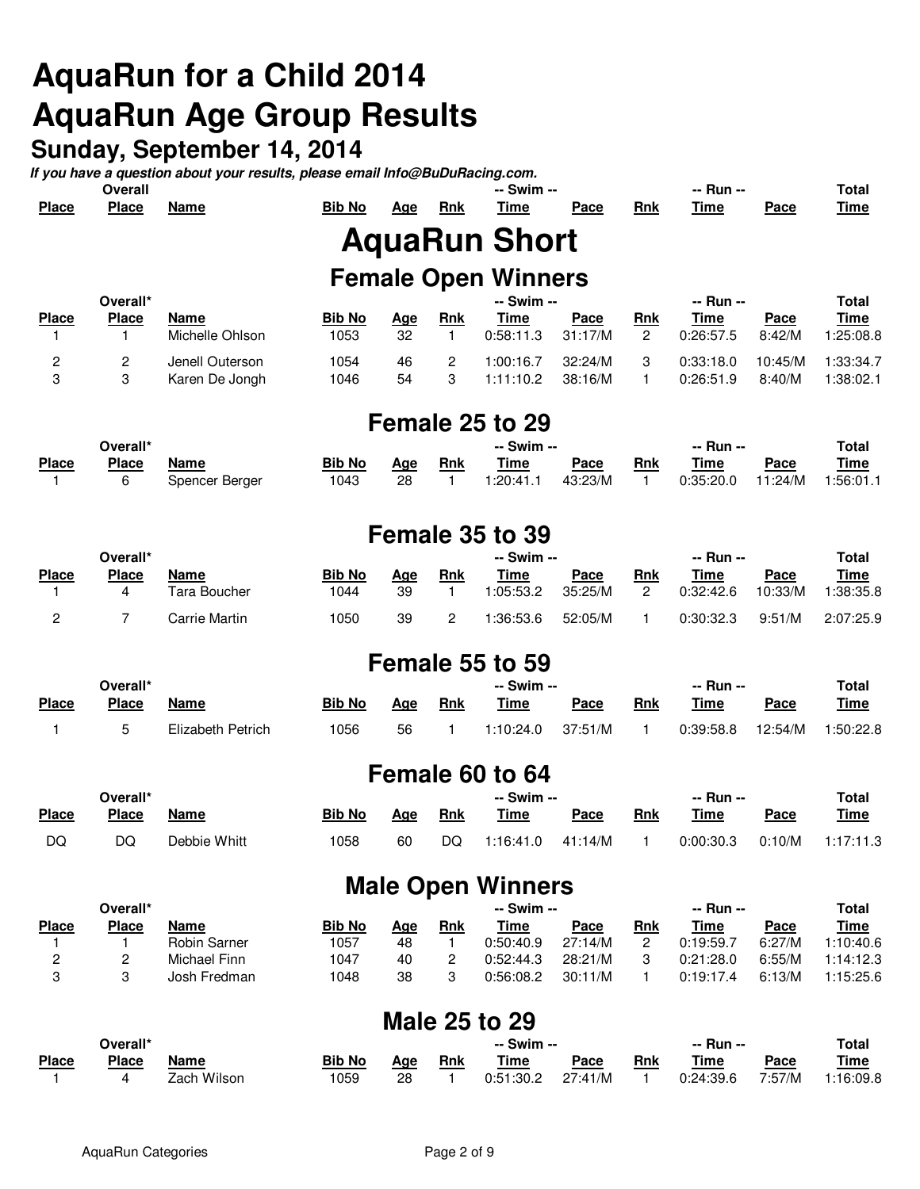# AquaRun for a Child 2014
# AquaRun Age Group Results

## Sunday, September 14, 2014

***If you have a question about your results, please email Info@BuDuRacing.com.***

# AquaRun Short

## Female Open Winners

| Place | Overall* Place | Name | Bib No | Age | Rnk | -- Swim -- Time | Pace | Rnk | -- Run -- Time | Pace | Total Time |
|---|---|---|---|---|---|---|---|---|---|---|---|
| 1 | 1 | Michelle Ohlson | 1053 | 32 | 1 | 0:58:11.3 | 31:17/M | 2 | 0:26:57.5 | 8:42/M | 1:25:08.8 |
| 2 | 2 | Jenell Outerson | 1054 | 46 | 2 | 1:00:16.7 | 32:24/M | 3 | 0:33:18.0 | 10:45/M | 1:33:34.7 |
| 3 | 3 | Karen De Jongh | 1046 | 54 | 3 | 1:11:10.2 | 38:16/M | 1 | 0:26:51.9 | 8:40/M | 1:38:02.1 |

## Female 25 to 29

| Place | Overall* Place | Name | Bib No | Age | Rnk | -- Swim -- Time | Pace | Rnk | -- Run -- Time | Pace | Total Time |
|---|---|---|---|---|---|---|---|---|---|---|---|
| 1 | 6 | Spencer Berger | 1043 | 28 | 1 | 1:20:41.1 | 43:23/M | 1 | 0:35:20.0 | 11:24/M | 1:56:01.1 |

## Female 35 to 39

| Place | Overall* Place | Name | Bib No | Age | Rnk | -- Swim -- Time | Pace | Rnk | -- Run -- Time | Pace | Total Time |
|---|---|---|---|---|---|---|---|---|---|---|---|
| 1 | 4 | Tara Boucher | 1044 | 39 | 1 | 1:05:53.2 | 35:25/M | 2 | 0:32:42.6 | 10:33/M | 1:38:35.8 |
| 2 | 7 | Carrie Martin | 1050 | 39 | 2 | 1:36:53.6 | 52:05/M | 1 | 0:30:32.3 | 9:51/M | 2:07:25.9 |

## Female 55 to 59

| Place | Overall* Place | Name | Bib No | Age | Rnk | -- Swim -- Time | Pace | Rnk | -- Run -- Time | Pace | Total Time |
|---|---|---|---|---|---|---|---|---|---|---|---|
| 1 | 5 | Elizabeth Petrich | 1056 | 56 | 1 | 1:10:24.0 | 37:51/M | 1 | 0:39:58.8 | 12:54/M | 1:50:22.8 |

## Female 60 to 64

| Place | Overall* Place | Name | Bib No | Age | Rnk | -- Swim -- Time | Pace | Rnk | -- Run -- Time | Pace | Total Time |
|---|---|---|---|---|---|---|---|---|---|---|---|
| DQ | DQ | Debbie Whitt | 1058 | 60 | DQ | 1:16:41.0 | 41:14/M | 1 | 0:00:30.3 | 0:10/M | 1:17:11.3 |

## Male Open Winners

| Place | Overall* Place | Name | Bib No | Age | Rnk | -- Swim -- Time | Pace | Rnk | -- Run -- Time | Pace | Total Time |
|---|---|---|---|---|---|---|---|---|---|---|---|
| 1 | 1 | Robin Sarner | 1057 | 48 | 1 | 0:50:40.9 | 27:14/M | 2 | 0:19:59.7 | 6:27/M | 1:10:40.6 |
| 2 | 2 | Michael Finn | 1047 | 40 | 2 | 0:52:44.3 | 28:21/M | 3 | 0:21:28.0 | 6:55/M | 1:14:12.3 |
| 3 | 3 | Josh Fredman | 1048 | 38 | 3 | 0:56:08.2 | 30:11/M | 1 | 0:19:17.4 | 6:13/M | 1:15:25.6 |

## Male 25 to 29

| Place | Overall* Place | Name | Bib No | Age | Rnk | -- Swim -- Time | Pace | Rnk | -- Run -- Time | Pace | Total Time |
|---|---|---|---|---|---|---|---|---|---|---|---|
| 1 | 4 | Zach Wilson | 1059 | 28 | 1 | 0:51:30.2 | 27:41/M | 1 | 0:24:39.6 | 7:57/M | 1:16:09.8 |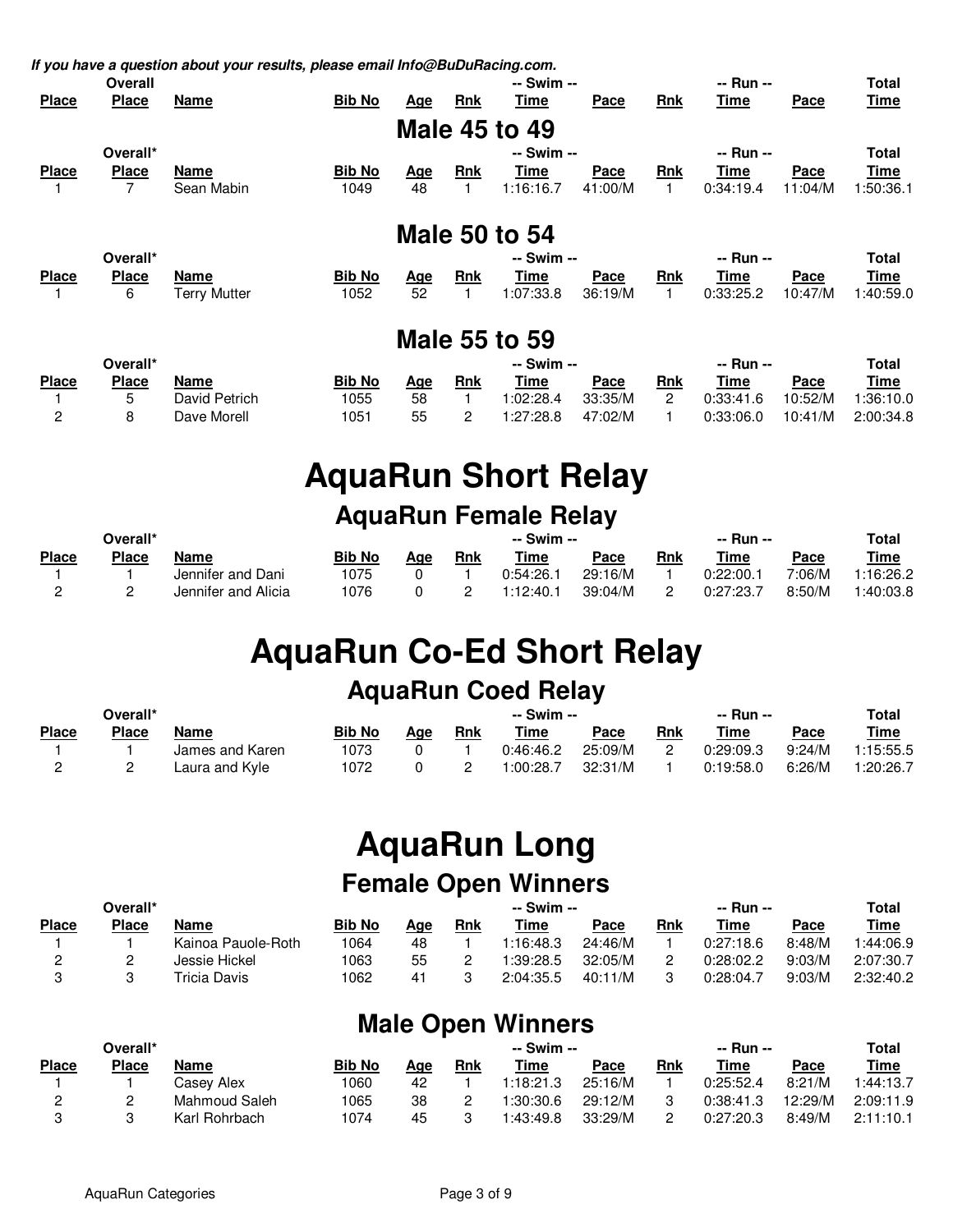***If you have a question about your results, please email Info@BuDuRacing.com.***

| Place | Overall Place | Name | Bib No | Age | Rnk | -- Swim -- Time | Pace | Rnk | -- Run -- Time | Pace | Total Time |
|---|---|---|---|---|---|---|---|---|---|---|---|

## Male 45 to 49

| Place | Overall* Place | Name | Bib No | Age | Rnk | -- Swim -- Time | Pace | Rnk | -- Run -- Time | Pace | Total Time |
|---|---|---|---|---|---|---|---|---|---|---|---|
| 1 | 7 | Sean Mabin | 1049 | 48 | 1 | 1:16:16.7 | 41:00/M | 1 | 0:34:19.4 | 11:04/M | 1:50:36.1 |

## Male 50 to 54

| Place | Overall* Place | Name | Bib No | Age | Rnk | -- Swim -- Time | Pace | Rnk | -- Run -- Time | Pace | Total Time |
|---|---|---|---|---|---|---|---|---|---|---|---|
| 1 | 6 | Terry Mutter | 1052 | 52 | 1 | 1:07:33.8 | 36:19/M | 1 | 0:33:25.2 | 10:47/M | 1:40:59.0 |

## Male 55 to 59

| Place | Overall* Place | Name | Bib No | Age | Rnk | -- Swim -- Time | Pace | Rnk | -- Run -- Time | Pace | Total Time |
|---|---|---|---|---|---|---|---|---|---|---|---|
| 1 | 5 | David Petrich | 1055 | 58 | 1 | 1:02:28.4 | 33:35/M | 2 | 0:33:41.6 | 10:52/M | 1:36:10.0 |
| 2 | 8 | Dave Morell | 1051 | 55 | 2 | 1:27:28.8 | 47:02/M | 1 | 0:33:06.0 | 10:41/M | 2:00:34.8 |

# AquaRun Short Relay

## AquaRun Female Relay

| Place | Overall* Place | Name | Bib No | Age | Rnk | -- Swim -- Time | Pace | Rnk | -- Run -- Time | Pace | Total Time |
|---|---|---|---|---|---|---|---|---|---|---|---|
| 1 | 1 | Jennifer and Dani | 1075 | 0 | 1 | 0:54:26.1 | 29:16/M | 1 | 0:22:00.1 | 7:06/M | 1:16:26.2 |
| 2 | 2 | Jennifer and Alicia | 1076 | 0 | 2 | 1:12:40.1 | 39:04/M | 2 | 0:27:23.7 | 8:50/M | 1:40:03.8 |

# AquaRun Co-Ed Short Relay

## AquaRun Coed Relay

| Place | Overall* Place | Name | Bib No | Age | Rnk | -- Swim -- Time | Pace | Rnk | -- Run -- Time | Pace | Total Time |
|---|---|---|---|---|---|---|---|---|---|---|---|
| 1 | 1 | James and Karen | 1073 | 0 | 1 | 0:46:46.2 | 25:09/M | 2 | 0:29:09.3 | 9:24/M | 1:15:55.5 |
| 2 | 2 | Laura and Kyle | 1072 | 0 | 2 | 1:00:28.7 | 32:31/M | 1 | 0:19:58.0 | 6:26/M | 1:20:26.7 |

# AquaRun Long

## Female Open Winners

| Place | Overall* Place | Name | Bib No | Age | Rnk | -- Swim -- Time | Pace | Rnk | -- Run -- Time | Pace | Total Time |
|---|---|---|---|---|---|---|---|---|---|---|---|
| 1 | 1 | Kainoa Pauole-Roth | 1064 | 48 | 1 | 1:16:48.3 | 24:46/M | 1 | 0:27:18.6 | 8:48/M | 1:44:06.9 |
| 2 | 2 | Jessie Hickel | 1063 | 55 | 2 | 1:39:28.5 | 32:05/M | 2 | 0:28:02.2 | 9:03/M | 2:07:30.7 |
| 3 | 3 | Tricia Davis | 1062 | 41 | 3 | 2:04:35.5 | 40:11/M | 3 | 0:28:04.7 | 9:03/M | 2:32:40.2 |

## Male Open Winners

| Place | Overall* Place | Name | Bib No | Age | Rnk | -- Swim -- Time | Pace | Rnk | -- Run -- Time | Pace | Total Time |
|---|---|---|---|---|---|---|---|---|---|---|---|
| 1 | 1 | Casey Alex | 1060 | 42 | 1 | 1:18:21.3 | 25:16/M | 1 | 0:25:52.4 | 8:21/M | 1:44:13.7 |
| 2 | 2 | Mahmoud Saleh | 1065 | 38 | 2 | 1:30:30.6 | 29:12/M | 3 | 0:38:41.3 | 12:29/M | 2:09:11.9 |
| 3 | 3 | Karl Rohrbach | 1074 | 45 | 3 | 1:43:49.8 | 33:29/M | 2 | 0:27:20.3 | 8:49/M | 2:11:10.1 |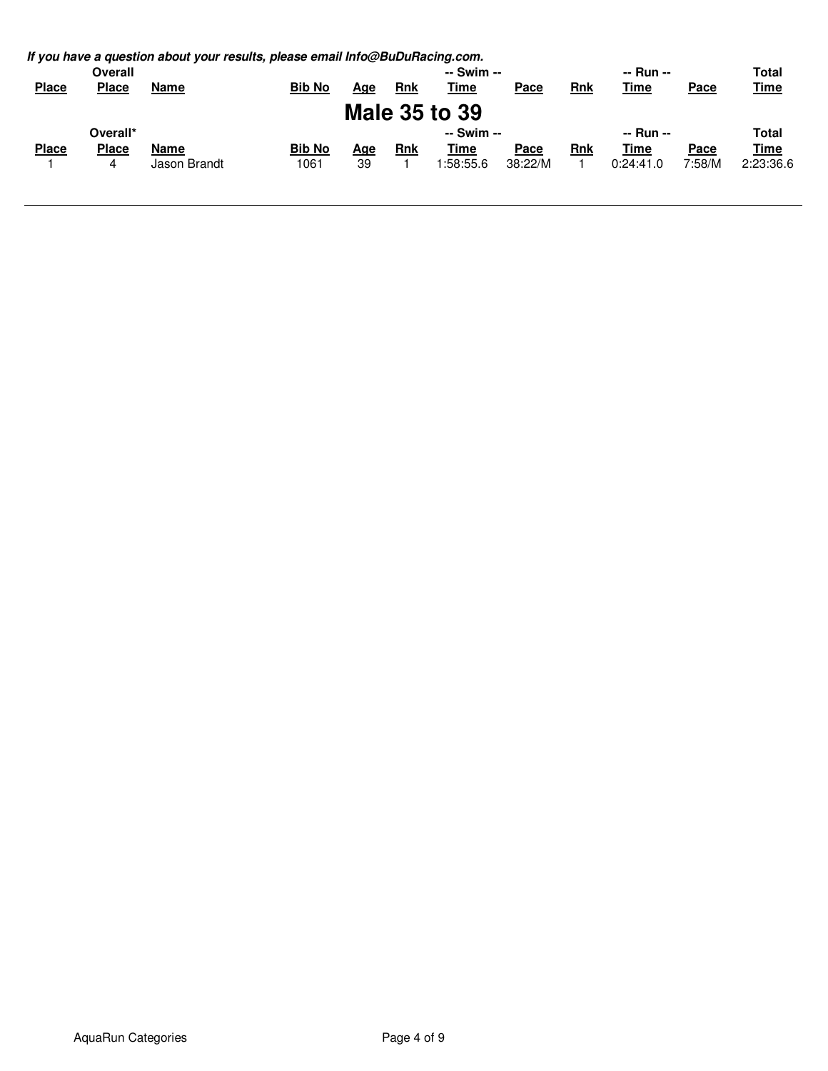***If you have a question about your results, please email Info@BuDuRacing.com.***

| Place | Overall Place | Name | Bib No | Age | Rnk | -- Swim -- Time | Pace | Rnk | -- Run -- Time | Pace | Total Time |
|---|---|---|---|---|---|---|---|---|---|---|---|

## Male 35 to 39

| Place | Overall* Place | Name | Bib No | Age | Rnk | -- Swim -- Time | Pace | Rnk | -- Run -- Time | Pace | Total Time |
|---|---|---|---|---|---|---|---|---|---|---|---|
| 1 | 4 | Jason Brandt | 1061 | 39 | 1 | 1:58:55.6 | 38:22/M | 1 | 0:24:41.0 | 7:58/M | 2:23:36.6 |

AquaRun Categories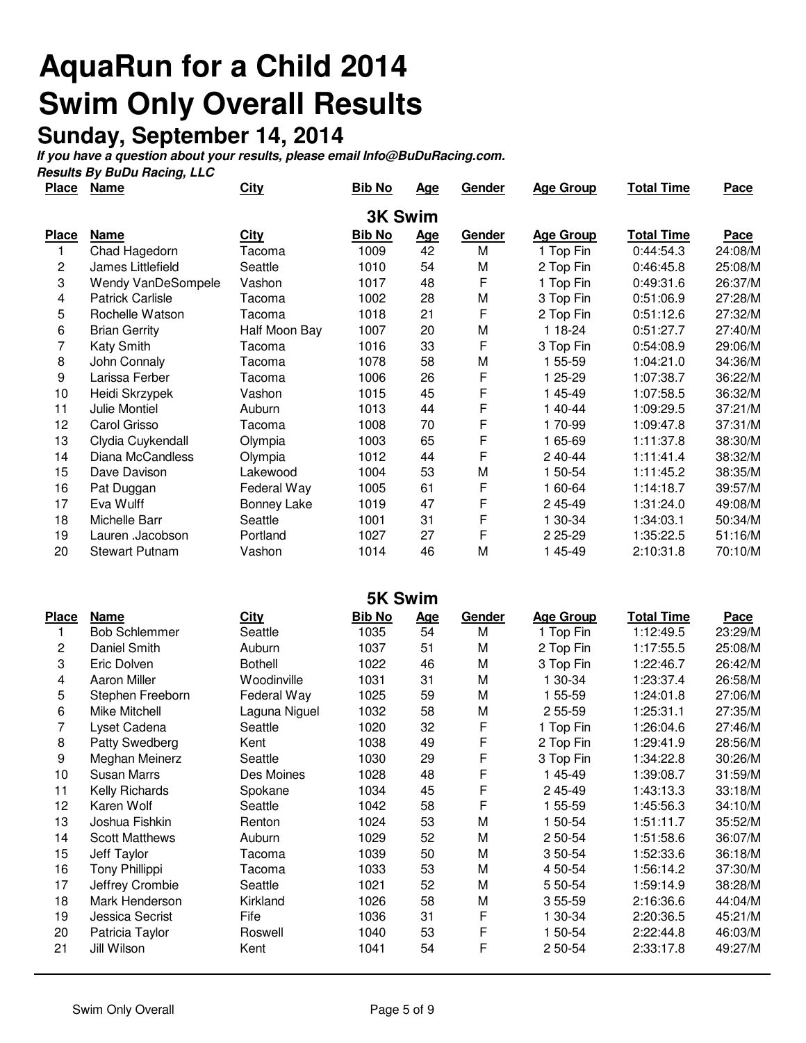# AquaRun for a Child 2014

# Swim Only Overall Results

## Sunday, September 14, 2014

***If you have a question about your results, please email Info@BuDuRacing.com.***

***Results By BuDu Racing, LLC***

### 3K Swim

| Place | Name | City | Bib No | Age | Gender | Age Group | Total Time | Pace |
|---|---|---|---|---|---|---|---|---|
| 1 | Chad Hagedorn | Tacoma | 1009 | 42 | M | 1 Top Fin | 0:44:54.3 | 24:08/M |
| 2 | James Littlefield | Seattle | 1010 | 54 | M | 2 Top Fin | 0:46:45.8 | 25:08/M |
| 3 | Wendy VanDeSompele | Vashon | 1017 | 48 | F | 1 Top Fin | 0:49:31.6 | 26:37/M |
| 4 | Patrick Carlisle | Tacoma | 1002 | 28 | M | 3 Top Fin | 0:51:06.9 | 27:28/M |
| 5 | Rochelle Watson | Tacoma | 1018 | 21 | F | 2 Top Fin | 0:51:12.6 | 27:32/M |
| 6 | Brian Gerrity | Half Moon Bay | 1007 | 20 | M | 1 18-24 | 0:51:27.7 | 27:40/M |
| 7 | Katy Smith | Tacoma | 1016 | 33 | F | 3 Top Fin | 0:54:08.9 | 29:06/M |
| 8 | John Connaly | Tacoma | 1078 | 58 | M | 1 55-59 | 1:04:21.0 | 34:36/M |
| 9 | Larissa Ferber | Tacoma | 1006 | 26 | F | 1 25-29 | 1:07:38.7 | 36:22/M |
| 10 | Heidi Skrzypek | Vashon | 1015 | 45 | F | 1 45-49 | 1:07:58.5 | 36:32/M |
| 11 | Julie Montiel | Auburn | 1013 | 44 | F | 1 40-44 | 1:09:29.5 | 37:21/M |
| 12 | Carol Grisso | Tacoma | 1008 | 70 | F | 1 70-99 | 1:09:47.8 | 37:31/M |
| 13 | Clydia Cuykendall | Olympia | 1003 | 65 | F | 1 65-69 | 1:11:37.8 | 38:30/M |
| 14 | Diana McCandless | Olympia | 1012 | 44 | F | 2 40-44 | 1:11:41.4 | 38:32/M |
| 15 | Dave Davison | Lakewood | 1004 | 53 | M | 1 50-54 | 1:11:45.2 | 38:35/M |
| 16 | Pat Duggan | Federal Way | 1005 | 61 | F | 1 60-64 | 1:14:18.7 | 39:57/M |
| 17 | Eva Wulff | Bonney Lake | 1019 | 47 | F | 2 45-49 | 1:31:24.0 | 49:08/M |
| 18 | Michelle Barr | Seattle | 1001 | 31 | F | 1 30-34 | 1:34:03.1 | 50:34/M |
| 19 | Lauren .Jacobson | Portland | 1027 | 27 | F | 2 25-29 | 1:35:22.5 | 51:16/M |
| 20 | Stewart Putnam | Vashon | 1014 | 46 | M | 1 45-49 | 2:10:31.8 | 70:10/M |

### 5K Swim

| Place | Name | City | Bib No | Age | Gender | Age Group | Total Time | Pace |
|---|---|---|---|---|---|---|---|---|
| 1 | Bob Schlemmer | Seattle | 1035 | 54 | M | 1 Top Fin | 1:12:49.5 | 23:29/M |
| 2 | Daniel Smith | Auburn | 1037 | 51 | M | 2 Top Fin | 1:17:55.5 | 25:08/M |
| 3 | Eric Dolven | Bothell | 1022 | 46 | M | 3 Top Fin | 1:22:46.7 | 26:42/M |
| 4 | Aaron Miller | Woodinville | 1031 | 31 | M | 1 30-34 | 1:23:37.4 | 26:58/M |
| 5 | Stephen Freeborn | Federal Way | 1025 | 59 | M | 1 55-59 | 1:24:01.8 | 27:06/M |
| 6 | Mike Mitchell | Laguna Niguel | 1032 | 58 | M | 2 55-59 | 1:25:31.1 | 27:35/M |
| 7 | Lyset Cadena | Seattle | 1020 | 32 | F | 1 Top Fin | 1:26:04.6 | 27:46/M |
| 8 | Patty Swedberg | Kent | 1038 | 49 | F | 2 Top Fin | 1:29:41.9 | 28:56/M |
| 9 | Meghan Meinerz | Seattle | 1030 | 29 | F | 3 Top Fin | 1:34:22.8 | 30:26/M |
| 10 | Susan Marrs | Des Moines | 1028 | 48 | F | 1 45-49 | 1:39:08.7 | 31:59/M |
| 11 | Kelly Richards | Spokane | 1034 | 45 | F | 2 45-49 | 1:43:13.3 | 33:18/M |
| 12 | Karen Wolf | Seattle | 1042 | 58 | F | 1 55-59 | 1:45:56.3 | 34:10/M |
| 13 | Joshua Fishkin | Renton | 1024 | 53 | M | 1 50-54 | 1:51:11.7 | 35:52/M |
| 14 | Scott Matthews | Auburn | 1029 | 52 | M | 2 50-54 | 1:51:58.6 | 36:07/M |
| 15 | Jeff Taylor | Tacoma | 1039 | 50 | M | 3 50-54 | 1:52:33.6 | 36:18/M |
| 16 | Tony Phillippi | Tacoma | 1033 | 53 | M | 4 50-54 | 1:56:14.2 | 37:30/M |
| 17 | Jeffrey Crombie | Seattle | 1021 | 52 | M | 5 50-54 | 1:59:14.9 | 38:28/M |
| 18 | Mark Henderson | Kirkland | 1026 | 58 | M | 3 55-59 | 2:16:36.6 | 44:04/M |
| 19 | Jessica Secrist | Fife | 1036 | 31 | F | 1 30-34 | 2:20:36.5 | 45:21/M |
| 20 | Patricia Taylor | Roswell | 1040 | 53 | F | 1 50-54 | 2:22:44.8 | 46:03/M |
| 21 | Jill Wilson | Kent | 1041 | 54 | F | 2 50-54 | 2:33:17.8 | 49:27/M |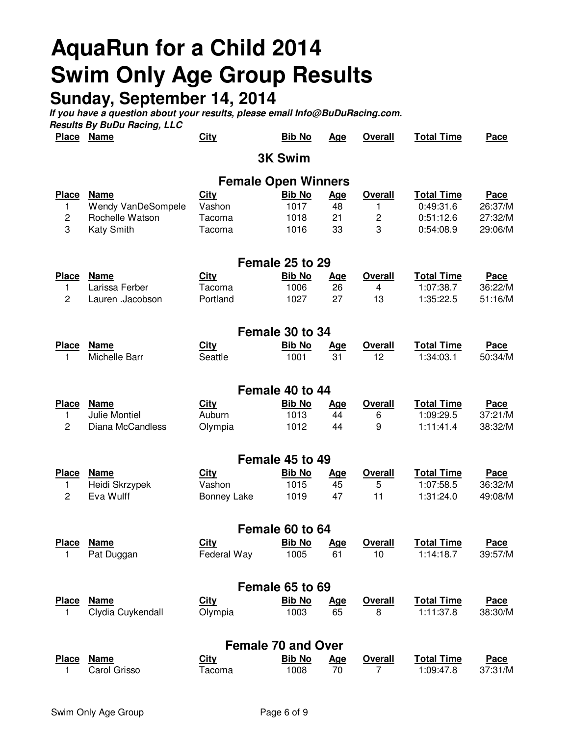# AquaRun for a Child 2014
# Swim Only Age Group Results
## Sunday, September 14, 2014

***If you have a question about your results, please email Info@BuDuRacing.com.***
***Results By BuDu Racing, LLC***

| Place | Name | City | Bib No | Age | Overall | Total Time | Pace |
|---|---|---|---|---|---|---|---|

## 3K Swim

### Female Open Winners

| Place | Name | City | Bib No | Age | Overall | Total Time | Pace |
|---|---|---|---|---|---|---|---|
| 1 | Wendy VanDeSompele | Vashon | 1017 | 48 | 1 | 0:49:31.6 | 26:37/M |
| 2 | Rochelle Watson | Tacoma | 1018 | 21 | 2 | 0:51:12.6 | 27:32/M |
| 3 | Katy Smith | Tacoma | 1016 | 33 | 3 | 0:54:08.9 | 29:06/M |

### Female 25 to 29

| Place | Name | City | Bib No | Age | Overall | Total Time | Pace |
|---|---|---|---|---|---|---|---|
| 1 | Larissa Ferber | Tacoma | 1006 | 26 | 4 | 1:07:38.7 | 36:22/M |
| 2 | Lauren .Jacobson | Portland | 1027 | 27 | 13 | 1:35:22.5 | 51:16/M |

### Female 30 to 34

| Place | Name | City | Bib No | Age | Overall | Total Time | Pace |
|---|---|---|---|---|---|---|---|
| 1 | Michelle Barr | Seattle | 1001 | 31 | 12 | 1:34:03.1 | 50:34/M |

### Female 40 to 44

| Place | Name | City | Bib No | Age | Overall | Total Time | Pace |
|---|---|---|---|---|---|---|---|
| 1 | Julie Montiel | Auburn | 1013 | 44 | 6 | 1:09:29.5 | 37:21/M |
| 2 | Diana McCandless | Olympia | 1012 | 44 | 9 | 1:11:41.4 | 38:32/M |

### Female 45 to 49

| Place | Name | City | Bib No | Age | Overall | Total Time | Pace |
|---|---|---|---|---|---|---|---|
| 1 | Heidi Skrzypek | Vashon | 1015 | 45 | 5 | 1:07:58.5 | 36:32/M |
| 2 | Eva Wulff | Bonney Lake | 1019 | 47 | 11 | 1:31:24.0 | 49:08/M |

### Female 60 to 64

| Place | Name | City | Bib No | Age | Overall | Total Time | Pace |
|---|---|---|---|---|---|---|---|
| 1 | Pat Duggan | Federal Way | 1005 | 61 | 10 | 1:14:18.7 | 39:57/M |

### Female 65 to 69

| Place | Name | City | Bib No | Age | Overall | Total Time | Pace |
|---|---|---|---|---|---|---|---|
| 1 | Clydia Cuykendall | Olympia | 1003 | 65 | 8 | 1:11:37.8 | 38:30/M |

### Female 70 and Over

| Place | Name | City | Bib No | Age | Overall | Total Time | Pace |
|---|---|---|---|---|---|---|---|
| 1 | Carol Grisso | Tacoma | 1008 | 70 | 7 | 1:09:47.8 | 37:31/M |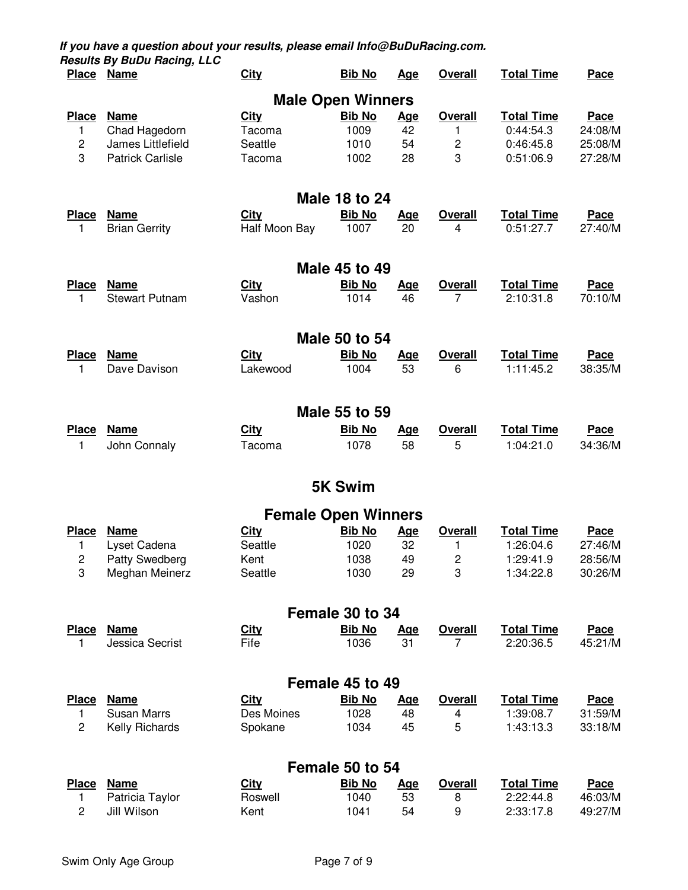***If you have a question about your results, please email Info@BuDuRacing.com.***
***Results By BuDu Racing, LLC***

| Place | Name | City | Bib No | Age | Overall | Total Time | Pace |
|---|---|---|---|---|---|---|---|

## Male Open Winners

| Place | Name | City | Bib No | Age | Overall | Total Time | Pace |
|---|---|---|---|---|---|---|---|
| 1 | Chad Hagedorn | Tacoma | 1009 | 42 | 1 | 0:44:54.3 | 24:08/M |
| 2 | James Littlefield | Seattle | 1010 | 54 | 2 | 0:46:45.8 | 25:08/M |
| 3 | Patrick Carlisle | Tacoma | 1002 | 28 | 3 | 0:51:06.9 | 27:28/M |

## Male 18 to 24

| Place | Name | City | Bib No | Age | Overall | Total Time | Pace |
|---|---|---|---|---|---|---|---|
| 1 | Brian Gerrity | Half Moon Bay | 1007 | 20 | 4 | 0:51:27.7 | 27:40/M |

## Male 45 to 49

| Place | Name | City | Bib No | Age | Overall | Total Time | Pace |
|---|---|---|---|---|---|---|---|
| 1 | Stewart Putnam | Vashon | 1014 | 46 | 7 | 2:10:31.8 | 70:10/M |

## Male 50 to 54

| Place | Name | City | Bib No | Age | Overall | Total Time | Pace |
|---|---|---|---|---|---|---|---|
| 1 | Dave Davison | Lakewood | 1004 | 53 | 6 | 1:11:45.2 | 38:35/M |

## Male 55 to 59

| Place | Name | City | Bib No | Age | Overall | Total Time | Pace |
|---|---|---|---|---|---|---|---|
| 1 | John Connaly | Tacoma | 1078 | 58 | 5 | 1:04:21.0 | 34:36/M |

# 5K Swim

## Female Open Winners

| Place | Name | City | Bib No | Age | Overall | Total Time | Pace |
|---|---|---|---|---|---|---|---|
| 1 | Lyset Cadena | Seattle | 1020 | 32 | 1 | 1:26:04.6 | 27:46/M |
| 2 | Patty Swedberg | Kent | 1038 | 49 | 2 | 1:29:41.9 | 28:56/M |
| 3 | Meghan Meinerz | Seattle | 1030 | 29 | 3 | 1:34:22.8 | 30:26/M |

## Female 30 to 34

| Place | Name | City | Bib No | Age | Overall | Total Time | Pace |
|---|---|---|---|---|---|---|---|
| 1 | Jessica Secrist | Fife | 1036 | 31 | 7 | 2:20:36.5 | 45:21/M |

## Female 45 to 49

| Place | Name | City | Bib No | Age | Overall | Total Time | Pace |
|---|---|---|---|---|---|---|---|
| 1 | Susan Marrs | Des Moines | 1028 | 48 | 4 | 1:39:08.7 | 31:59/M |
| 2 | Kelly Richards | Spokane | 1034 | 45 | 5 | 1:43:13.3 | 33:18/M |

## Female 50 to 54

| Place | Name | City | Bib No | Age | Overall | Total Time | Pace |
|---|---|---|---|---|---|---|---|
| 1 | Patricia Taylor | Roswell | 1040 | 53 | 8 | 2:22:44.8 | 46:03/M |
| 2 | Jill Wilson | Kent | 1041 | 54 | 9 | 2:33:17.8 | 49:27/M |

Swim Only Age Group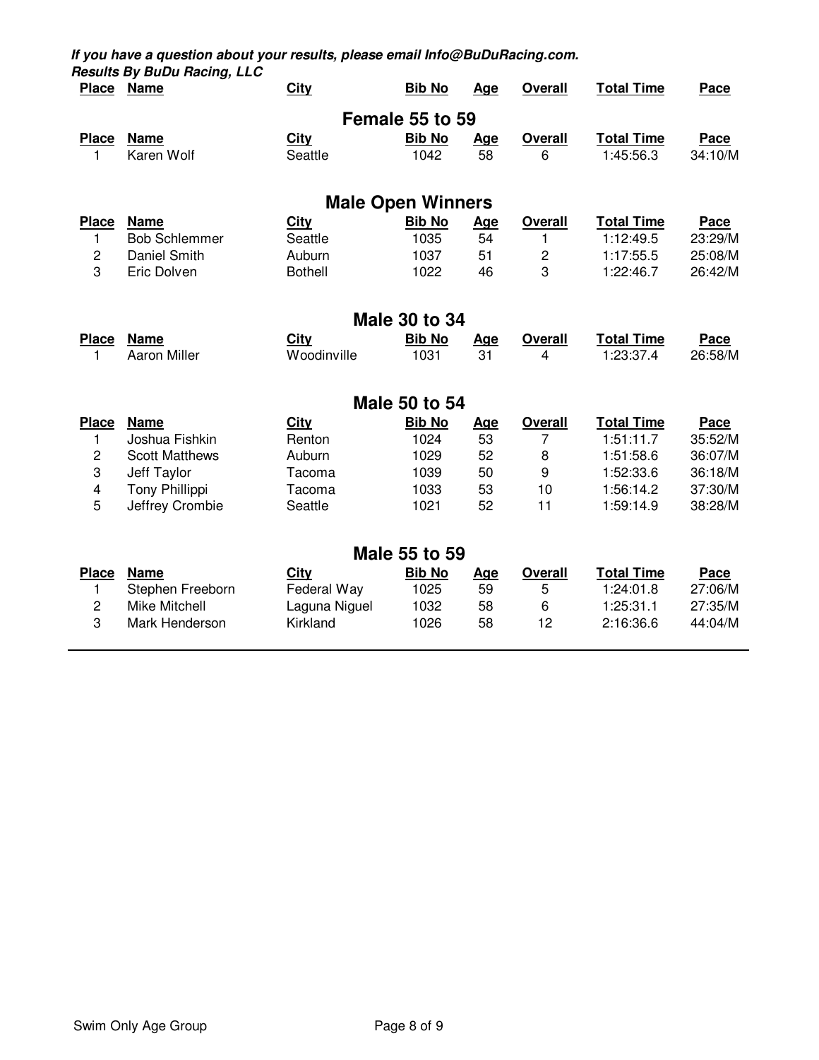***If you have a question about your results, please email Info@BuDuRacing.com.***
***Results By BuDu Racing, LLC***

| Place | Name | City | Bib No | Age | Overall | Total Time | Pace |
|---|---|---|---|---|---|---|---|

## Female 55 to 59

| Place | Name | City | Bib No | Age | Overall | Total Time | Pace |
|---|---|---|---|---|---|---|---|
| 1 | Karen Wolf | Seattle | 1042 | 58 | 6 | 1:45:56.3 | 34:10/M |

## Male Open Winners

| Place | Name | City | Bib No | Age | Overall | Total Time | Pace |
|---|---|---|---|---|---|---|---|
| 1 | Bob Schlemmer | Seattle | 1035 | 54 | 1 | 1:12:49.5 | 23:29/M |
| 2 | Daniel Smith | Auburn | 1037 | 51 | 2 | 1:17:55.5 | 25:08/M |
| 3 | Eric Dolven | Bothell | 1022 | 46 | 3 | 1:22:46.7 | 26:42/M |

## Male 30 to 34

| Place | Name | City | Bib No | Age | Overall | Total Time | Pace |
|---|---|---|---|---|---|---|---|
| 1 | Aaron Miller | Woodinville | 1031 | 31 | 4 | 1:23:37.4 | 26:58/M |

## Male 50 to 54

| Place | Name | City | Bib No | Age | Overall | Total Time | Pace |
|---|---|---|---|---|---|---|---|
| 1 | Joshua Fishkin | Renton | 1024 | 53 | 7 | 1:51:11.7 | 35:52/M |
| 2 | Scott Matthews | Auburn | 1029 | 52 | 8 | 1:51:58.6 | 36:07/M |
| 3 | Jeff Taylor | Tacoma | 1039 | 50 | 9 | 1:52:33.6 | 36:18/M |
| 4 | Tony Phillippi | Tacoma | 1033 | 53 | 10 | 1:56:14.2 | 37:30/M |
| 5 | Jeffrey Crombie | Seattle | 1021 | 52 | 11 | 1:59:14.9 | 38:28/M |

## Male 55 to 59

| Place | Name | City | Bib No | Age | Overall | Total Time | Pace |
|---|---|---|---|---|---|---|---|
| 1 | Stephen Freeborn | Federal Way | 1025 | 59 | 5 | 1:24:01.8 | 27:06/M |
| 2 | Mike Mitchell | Laguna Niguel | 1032 | 58 | 6 | 1:25:31.1 | 27:35/M |
| 3 | Mark Henderson | Kirkland | 1026 | 58 | 12 | 2:16:36.6 | 44:04/M |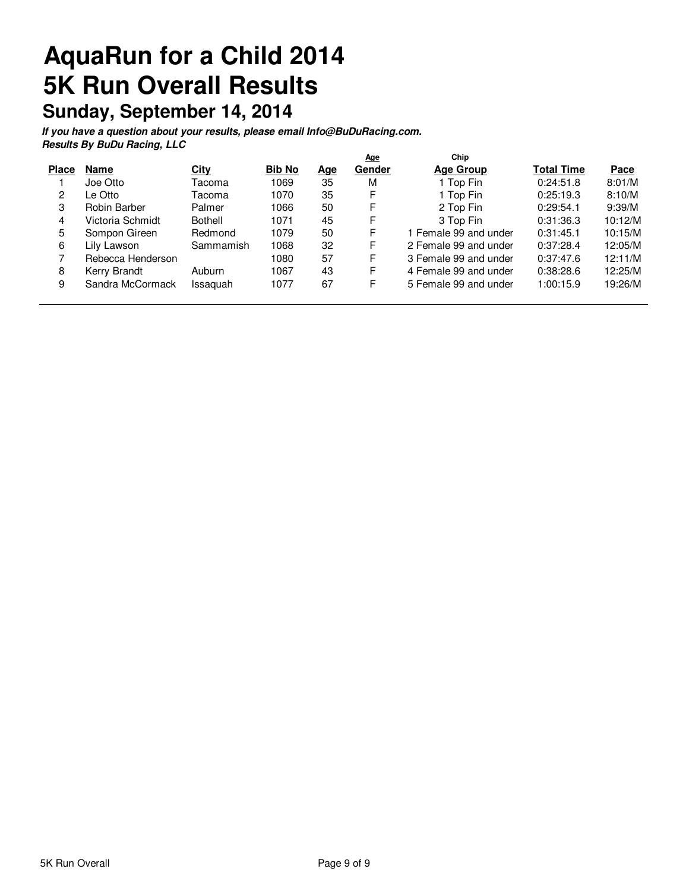# AquaRun for a Child 2014

# 5K Run Overall Results

## Sunday, September 14, 2014

***If you have a question about your results, please email Info@BuDuRacing.com.***
***Results By BuDu Racing, LLC***

| Place | Name | City | Bib No | Age | Age Gender | Chip Age Group | Total Time | Pace |
|---|---|---|---|---|---|---|---|---|
| 1 | Joe Otto | Tacoma | 1069 | 35 | M | 1 Top Fin | 0:24:51.8 | 8:01/M |
| 2 | Le Otto | Tacoma | 1070 | 35 | F | 1 Top Fin | 0:25:19.3 | 8:10/M |
| 3 | Robin Barber | Palmer | 1066 | 50 | F | 2 Top Fin | 0:29:54.1 | 9:39/M |
| 4 | Victoria Schmidt | Bothell | 1071 | 45 | F | 3 Top Fin | 0:31:36.3 | 10:12/M |
| 5 | Sompon Gireen | Redmond | 1079 | 50 | F | 1 Female 99 and under | 0:31:45.1 | 10:15/M |
| 6 | Lily Lawson | Sammamish | 1068 | 32 | F | 2 Female 99 and under | 0:37:28.4 | 12:05/M |
| 7 | Rebecca Henderson | | 1080 | 57 | F | 3 Female 99 and under | 0:37:47.6 | 12:11/M |
| 8 | Kerry Brandt | Auburn | 1067 | 43 | F | 4 Female 99 and under | 0:38:28.6 | 12:25/M |
| 9 | Sandra McCormack | Issaquah | 1077 | 67 | F | 5 Female 99 and under | 1:00:15.9 | 19:26/M |